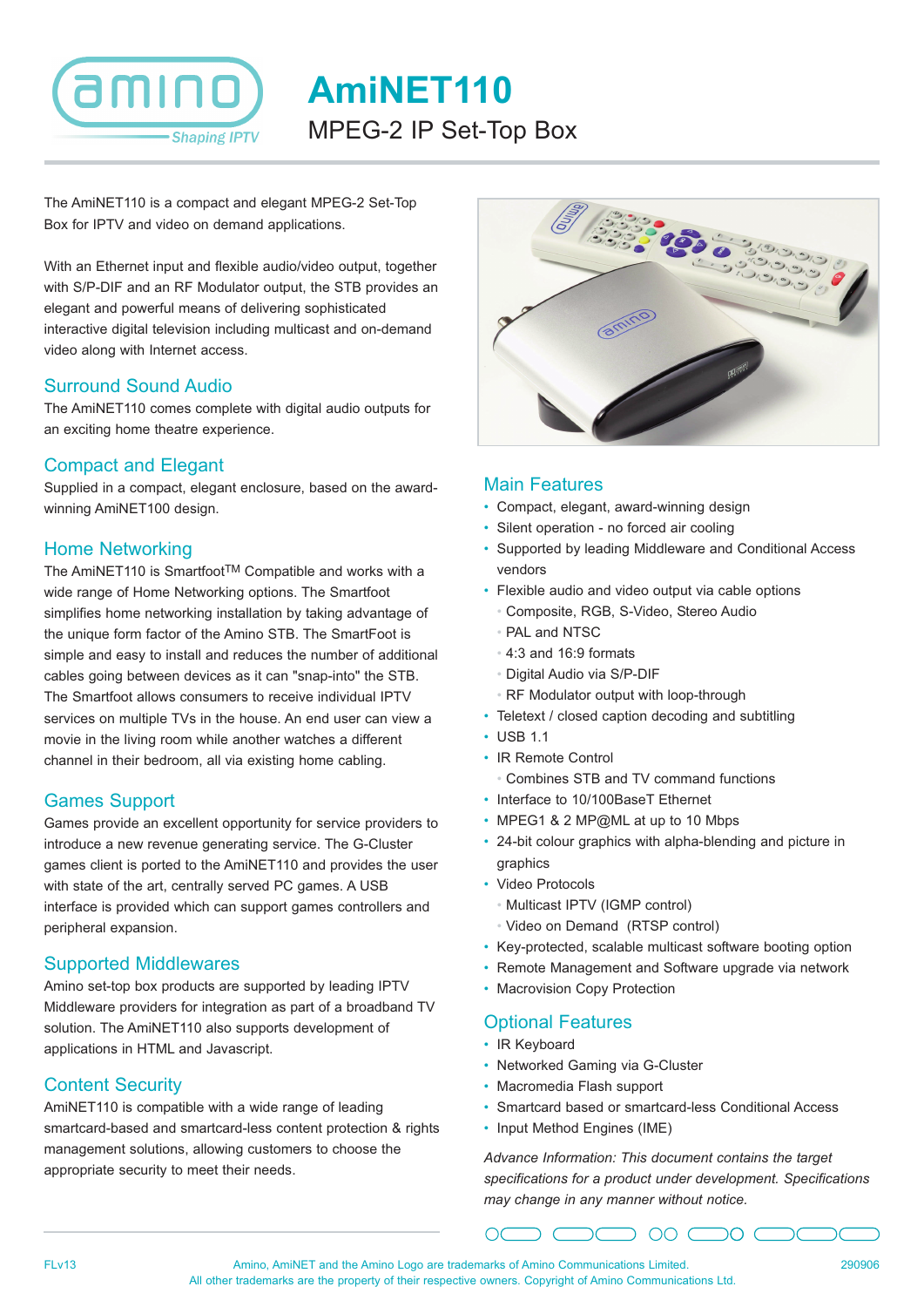# AmiNET110

## MPEG-2 IP Set-Top Box

The AmiNET110 is a compact and elegant MPEG-2 Set-Top Box for IPTV and video on demand applications.

With an Ethernet input and flexible audio/video output, together with S/P-DIF and an RF Modulator output, the STB provides an elegant and powerful means of delivering sophisticated interactive digital television including multicast and on-demand video along with Internet access.

### Surround Sound Audio

The AmiNET110 comes complete with digital audio outputs for an exciting home theatre experience.

### Compact and Elegant

Supplied in a compact, elegant enclosure, based on the award-winning AmiNET100 design.

### Home Networking

The AmiNET110 is Smartfoot™ Compatible and works with a wide range of Home Networking options. The Smartfoot simplifies home networking installation by taking advantage of the unique form factor of the Amino STB. The SmartFoot is simple and easy to install and reduces the number of additional cables going between devices as it can "snap-into" the STB. The Smartfoot allows consumers to receive individual IPTV services on multiple TVs in the house. An end user can view a movie in the living room while another watches a different channel in their bedroom, all via existing home cabling.

### Games Support

Games provide an excellent opportunity for service providers to introduce a new revenue generating service. The G-Cluster games client is ported to the AmiNET110 and provides the user with state of the art, centrally served PC games. A USB interface is provided which can support games controllers and peripheral expansion.

### Supported Middlewares

Amino set-top box products are supported by leading IPTV Middleware providers for integration as part of a broadband TV solution. The AmiNET110 also supports development of applications in HTML and Javascript.

### Content Security

AmiNET110 is compatible with a wide range of leading smartcard-based and smartcard-less content protection & rights management solutions, allowing customers to choose the appropriate security to meet their needs.

### Main Features

- Compact, elegant, award-winning design
- Silent operation - no forced air cooling
- Supported by leading Middleware and Conditional Access vendors
- Flexible audio and video output via cable options
  - Composite, RGB, S-Video, Stereo Audio
  - PAL and NTSC
  - 4:3 and 16:9 formats
  - Digital Audio via S/P-DIF
  - RF Modulator output with loop-through
- Teletext / closed caption decoding and subtitling
- USB 1.1
- IR Remote Control
  - Combines STB and TV command functions
- Interface to 10/100BaseT Ethernet
- MPEG1 & 2 MP@ML at up to 10 Mbps
- 24-bit colour graphics with alpha-blending and picture in graphics
- Video Protocols
  - Multicast IPTV (IGMP control)
  - Video on Demand (RTSP control)
- Key-protected, scalable multicast software booting option
- Remote Management and Software upgrade via network
- Macrovision Copy Protection

### Optional Features

- IR Keyboard
- Networked Gaming via G-Cluster
- Macromedia Flash support
- Smartcard based or smartcard-less Conditional Access
- Input Method Engines (IME)

*Advance Information: This document contains the target specifications for a product under development. Specifications may change in any manner without notice.*

FLv13 — Amino, AmiNET and the Amino Logo are trademarks of Amino Communications Limited. All other trademarks are the property of their respective owners. Copyright of Amino Communications Ltd. — 290906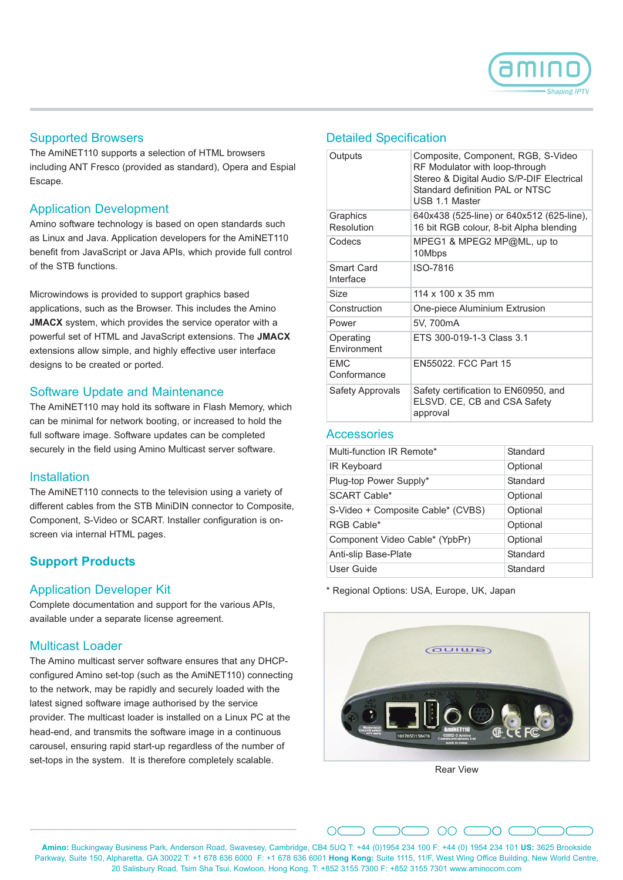## Supported Browsers

The AmiNET110 supports a selection of HTML browsers including ANT Fresco (provided as standard), Opera and Espial Escape.

## Application Development

Amino software technology is based on open standards such as Linux and Java. Application developers for the AmiNET110 benefit from JavaScript or Java APIs, which provide full control of the STB functions.

Microwindows is provided to support graphics based applications, such as the Browser. This includes the Amino **JMACX** system, which provides the service operator with a powerful set of HTML and JavaScript extensions. The **JMACX** extensions allow simple, and highly effective user interface designs to be created or ported.

## Software Update and Maintenance

The AmiNET110 may hold its software in Flash Memory, which can be minimal for network booting, or increased to hold the full software image. Software updates can be completed securely in the field using Amino Multicast server software.

## Installation

The AmiNET110 connects to the television using a variety of different cables from the STB MiniDIN connector to Composite, Component, S-Video or SCART. Installer configuration is on-screen via internal HTML pages.

## Support Products

### Application Developer Kit

Complete documentation and support for the various APIs, available under a separate license agreement.

### Multicast Loader

The Amino multicast server software ensures that any DHCP-configured Amino set-top (such as the AmiNET110) connecting to the network, may be rapidly and securely loaded with the latest signed software image authorised by the service provider. The multicast loader is installed on a Linux PC at the head-end, and transmits the software image in a continuous carousel, ensuring rapid start-up regardless of the number of set-tops in the system. It is therefore completely scalable.

## Detailed Specification

| | |
|---|---|
| Outputs | Composite, Component, RGB, S-Video<br>RF Modulator with loop-through<br>Stereo & Digital Audio S/P-DIF Electrical<br>Standard definition PAL or NTSC<br>USB 1.1 Master |
| Graphics Resolution | 640x438 (525-line) or 640x512 (625-line), 16 bit RGB colour, 8-bit Alpha blending |
| Codecs | MPEG1 & MPEG2 MP@ML, up to 10Mbps |
| Smart Card Interface | ISO-7816 |
| Size | 114 x 100 x 35 mm |
| Construction | One-piece Aluminium Extrusion |
| Power | 5V, 700mA |
| Operating Environment | ETS 300-019-1-3 Class 3.1 |
| EMC Conformance | EN55022. FCC Part 15 |
| Safety Approvals | Safety certification to EN60950, and ELSVD. CE, CB and CSA Safety approval |

## Accessories

| | |
|---|---|
| Multi-function IR Remote* | Standard |
| IR Keyboard | Optional |
| Plug-top Power Supply* | Standard |
| SCART Cable* | Optional |
| S-Video + Composite Cable* (CVBS) | Optional |
| RGB Cable* | Optional |
| Component Video Cable* (YpbPr) | Optional |
| Anti-slip Base-Plate | Standard |
| User Guide | Standard |

* Regional Options: USA, Europe, UK, Japan

Rear View

**Amino:** Buckingway Business Park, Anderson Road, Swavesey, Cambridge, CB4 5UQ T: +44 (0)1954 234 100 F: +44 (0) 1954 234 101 **US:** 3625 Brookside Parkway, Suite 150, Alpharetta, GA 30022 T: +1 678 636 6000 F: +1 678 636 6001 **Hong Kong:** Suite 1115, 11/F, West Wing Office Building, New World Centre, 20 Salisbury Road, Tsim Sha Tsui, Kowloon, Hong Kong. T: +852 3155 7300 F: +852 3155 7301 www.aminocom.com